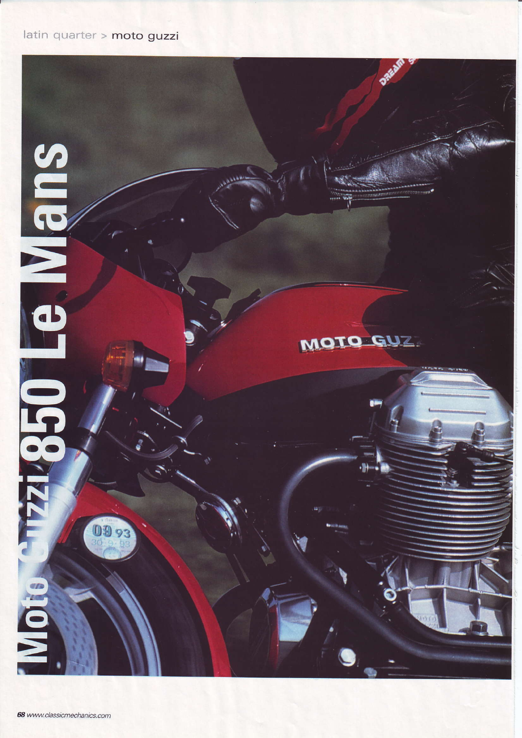# Moto Guzzi 850 Le Mans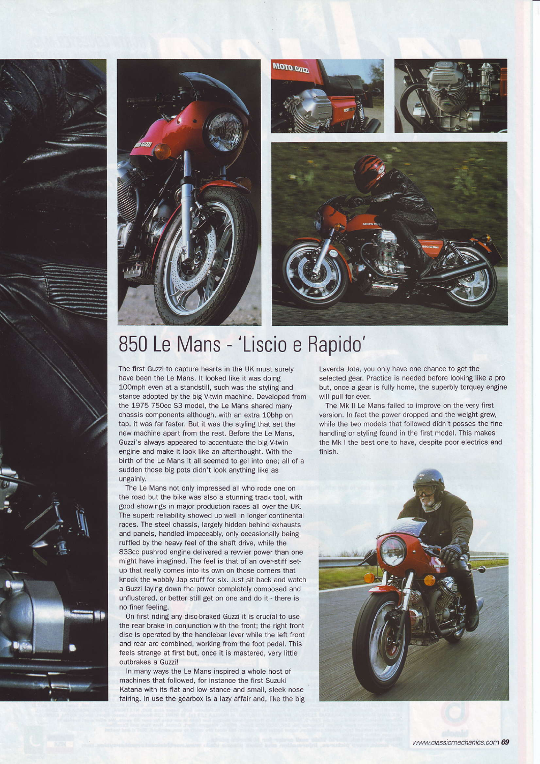## 850 Le Mans - 'Liscio e Rapido'

The first Guzzi to capture hearts in the UK must surely have been the Le Mans. It looked like it was doing 100mph even at a standstill, such was the styling and stance adopted by the big V-twin machine. Developed from the 1975 750cc S3 model, the Le Mans shared many chassis components although, with an extra 10bhp on tap, it was far faster. But it was the styling that set the new machine apart from the rest. Before the Le Mans, Guzzi's always appeared to accentuate the big V-twin engine and make it look like an afterthought. With the birth of the Le Mans it all seemed to gel into one; all of a sudden those big pots didn't look anything like as ungainly.

The Le Mans not only impressed all who rode one on the road but the bike was also a stunning track tool, with good showings in major production races all over the UK. The superb reliability showed up well in longer continental races. The steel chassis, largely hidden behind exhausts and panels, handled impeccably, only occasionally being ruffled by the heavy feel of the shaft drive, while the 833cc pushrod engine delivered a revvier power than one might have imagined. The feel is that of an over-stiff set-up that really comes into its own on those corners that knock the wobbly Jap stuff for six. Just sit back and watch a Guzzi laying down the power completely composed and unflustered, or better still get on one and do it - there is no finer feeling.

On first riding any disc-braked Guzzi it is crucial to use the rear brake in conjunction with the front; the right front disc is operated by the handlebar lever while the left front and rear are combined, working from the foot pedal. This feels strange at first but, once it is mastered, very little outbrakes a Guzzi!

In many ways the Le Mans inspired a whole host of machines that followed, for instance the first Suzuki Katana with its flat and low stance and small, sleek nose fairing. In use the gearbox is a lazy affair and, like the big Laverda Jota, you only have one chance to get the selected gear. Practice is needed before looking like a pro but, once a gear is fully home, the superbly torquey engine will pull for ever.

The Mk II Le Mans failed to improve on the very first version. In fact the power dropped and the weight grew, while the two models that followed didn't posses the fine handling or styling found in the first model. This makes the Mk I the best one to have, despite poor electrics and finish.